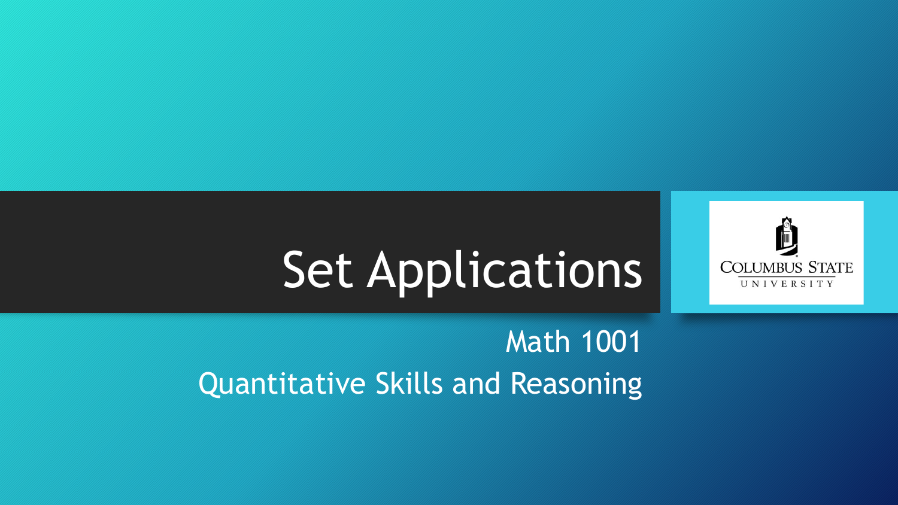# Set Applications

Math 1001

Quantitative Skills and Reasoning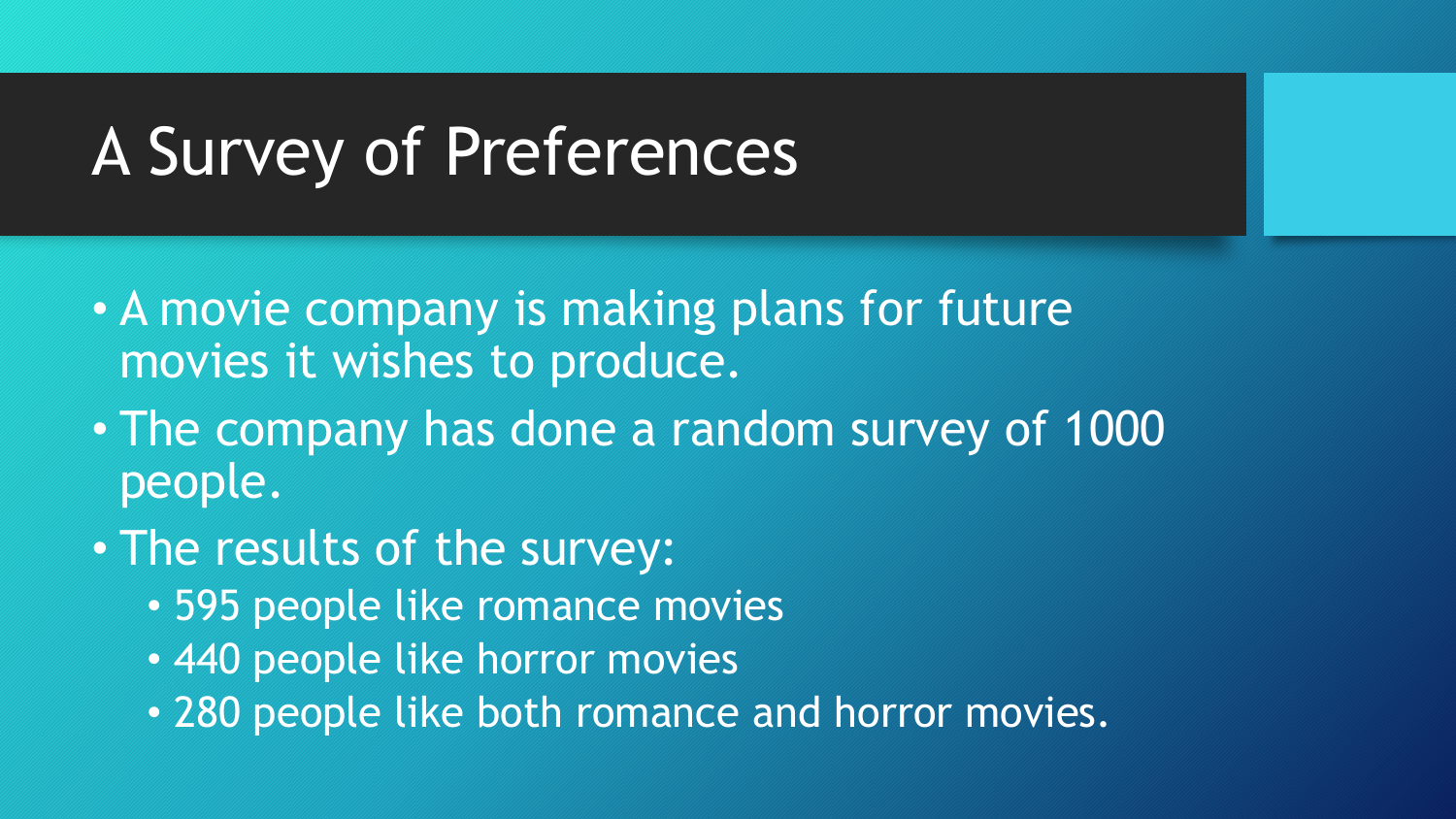# A Survey of Preferences

- A movie company is making plans for future movies it wishes to produce.
- The company has done a random survey of 1000 people.
- The results of the survey:
  - 595 people like romance movies
  - 440 people like horror movies
  - 280 people like both romance and horror movies.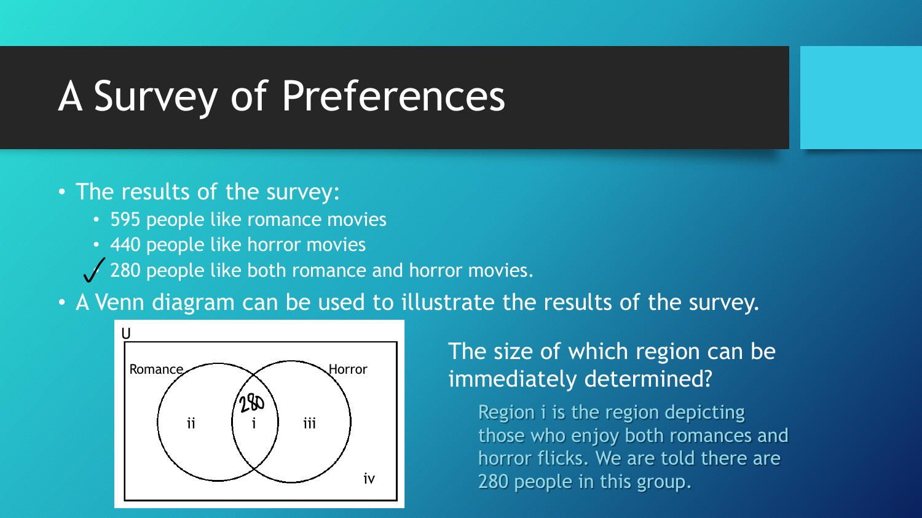# A Survey of Preferences

- The results of the survey:
  - 595 people like romance movies
  - 440 people like horror movies
  - 280 people like both romance and horror movies.
- A Venn diagram can be used to illustrate the results of the survey.

U

Romance Horror

280

ii i iii

iv

The size of which region can be immediately determined?

Region i is the region depicting those who enjoy both romances and horror flicks. We are told there are 280 people in this group.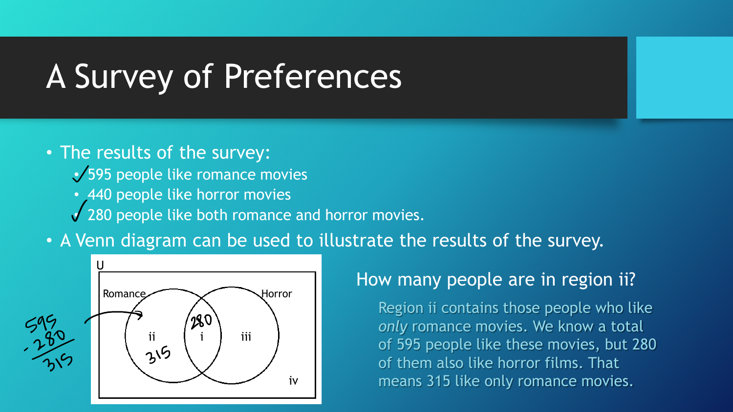# A Survey of Preferences

- The results of the survey:
  - 595 people like romance movies
  - 440 people like horror movies
  - 280 people like both romance and horror movies.
- A Venn diagram can be used to illustrate the results of the survey.

How many people are in region ii?

Region ii contains those people who like *only* romance movies. We know a total of 595 people like these movies, but 280 of them also like horror films. That means 315 like only romance movies.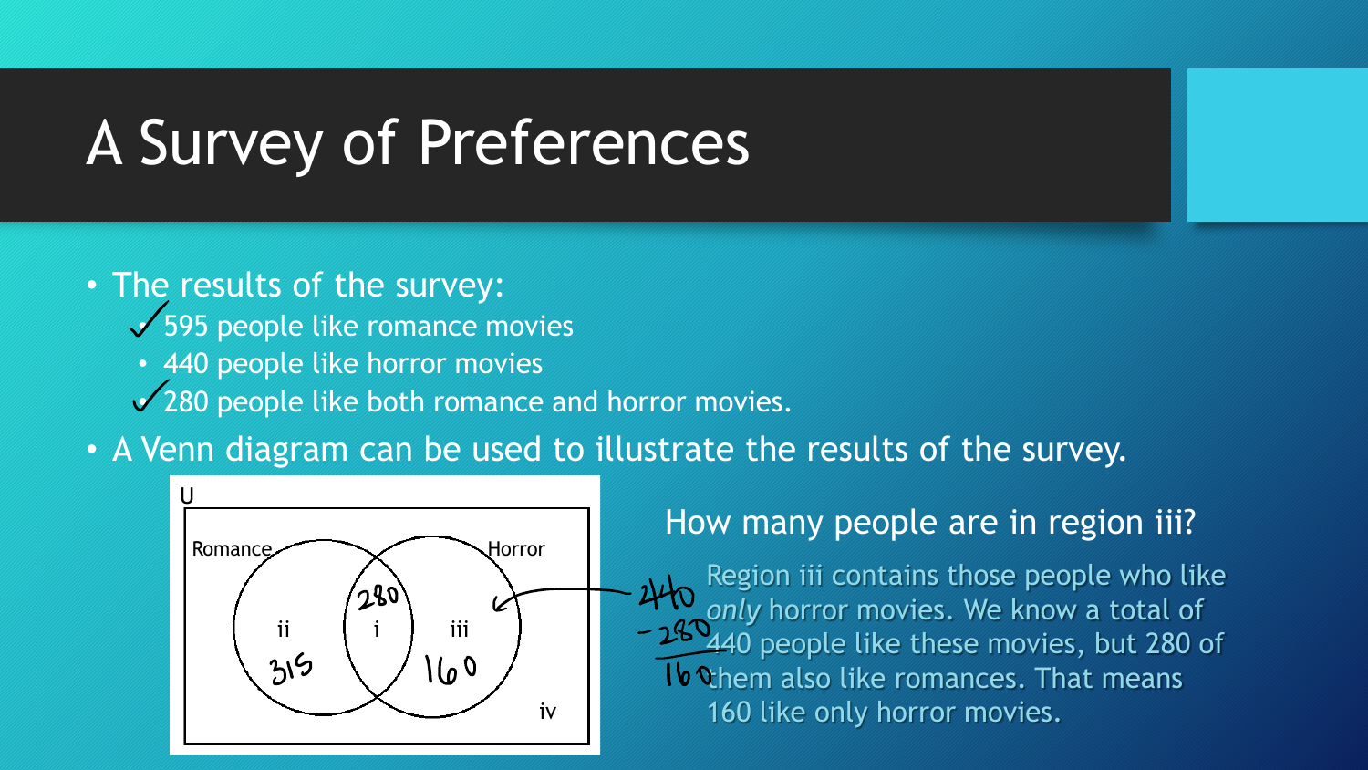# A Survey of Preferences

- The results of the survey:
  - 595 people like romance movies
  - 440 people like horror movies
  - 280 people like both romance and horror movies.
- A Venn diagram can be used to illustrate the results of the survey.

How many people are in region iii?

Region iii contains those people who like *only* horror movies. We know a total of 440 people like these movies, but 280 of them also like romances. That means 160 like only horror movies.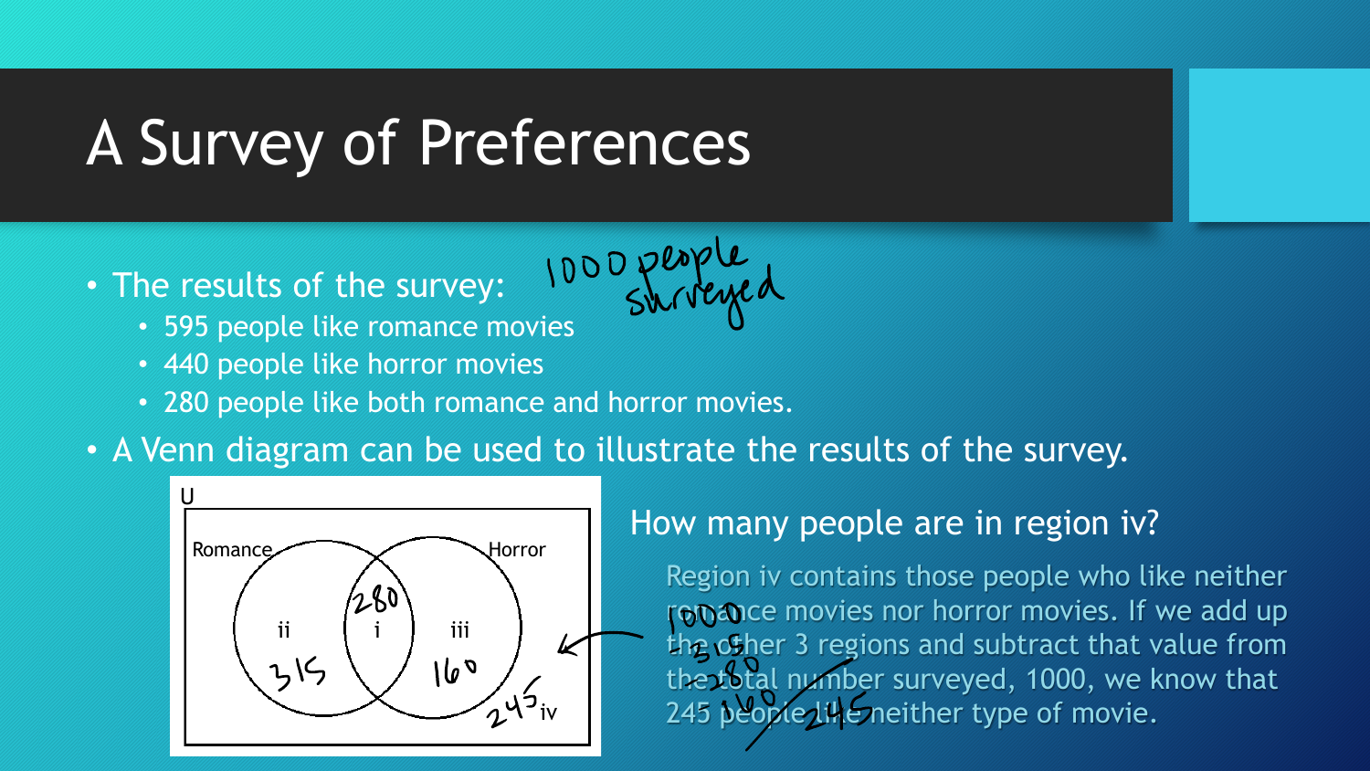# A Survey of Preferences

- The results of the survey: 1000 people surveyed
  - 595 people like romance movies
  - 440 people like horror movies
  - 280 people like both romance and horror movies.
- A Venn diagram can be used to illustrate the results of the survey.

U

Romance | Horror

- i: 280
- ii: 315
- iii: 160
- iv: 245

How many people are in region iv?

Region iv contains those people who like neither romance movies nor horror movies. If we add up the other 3 regions and subtract that value from the total number surveyed, 1000, we know that 245 people like neither type of movie.

1000 − 315 − 280 − 160 = 245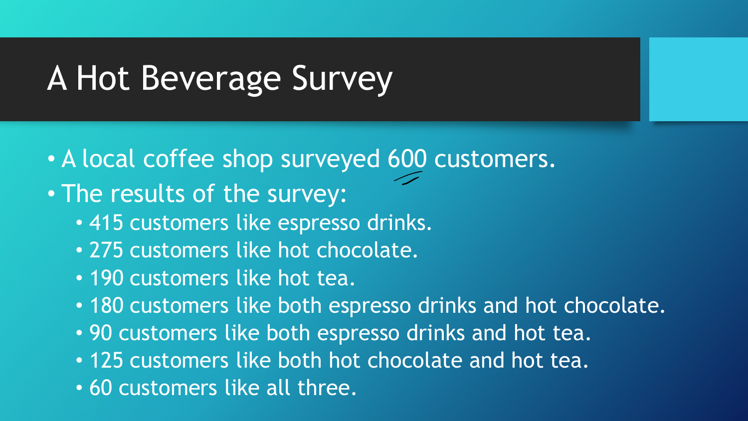# A Hot Beverage Survey

- A local coffee shop surveyed 600 customers.
- The results of the survey:
  - 415 customers like espresso drinks.
  - 275 customers like hot chocolate.
  - 190 customers like hot tea.
  - 180 customers like both espresso drinks and hot chocolate.
  - 90 customers like both espresso drinks and hot tea.
  - 125 customers like both hot chocolate and hot tea.
  - 60 customers like all three.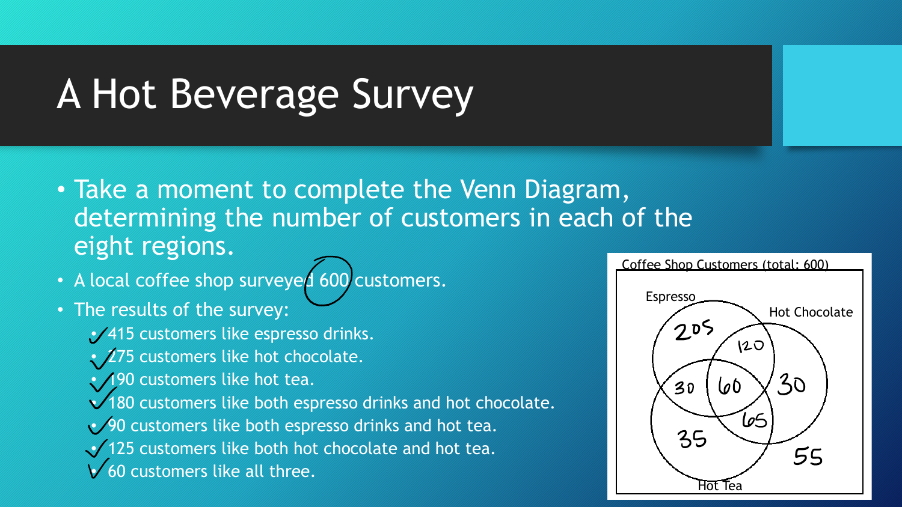# A Hot Beverage Survey

- Take a moment to complete the Venn Diagram, determining the number of customers in each of the eight regions.
- A local coffee shop surveyed 600 customers.
- The results of the survey:
  - 415 customers like espresso drinks.
  - 275 customers like hot chocolate.
  - 190 customers like hot tea.
  - 180 customers like both espresso drinks and hot chocolate.
  - 90 customers like both espresso drinks and hot tea.
  - 125 customers like both hot chocolate and hot tea.
  - 60 customers like all three.

Coffee Shop Customers (total: 600)

Espresso

Hot Chocolate

Hot Tea

205

120

30

60

30

65

35

55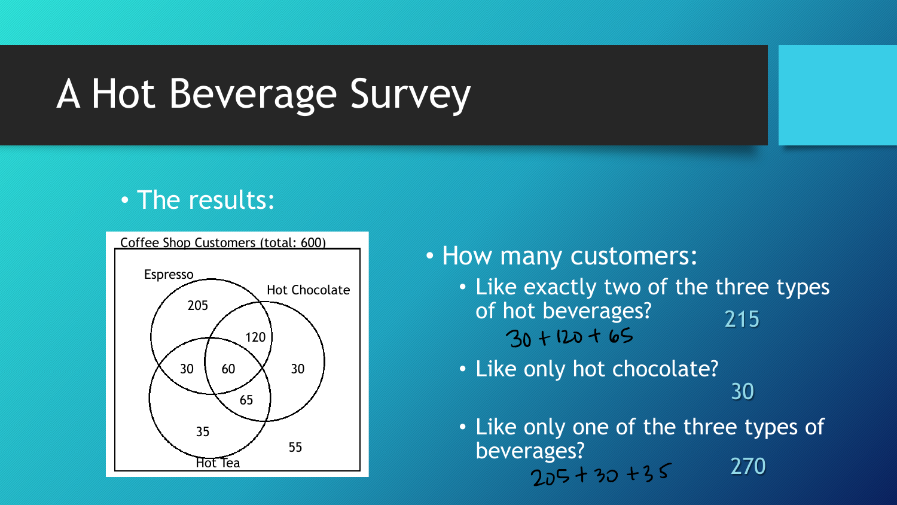# A Hot Beverage Survey

- The results:

Coffee Shop Customers (total: 600)

Espresso

Hot Chocolate

Hot Tea

205

120

30

60

30

65

35

55

- How many customers:
  - Like exactly two of the three types of hot beverages? 215
    $30 + 120 + 65$
  - Like only hot chocolate? 30
  - Like only one of the three types of beverages? 270
    $205 + 30 + 35$